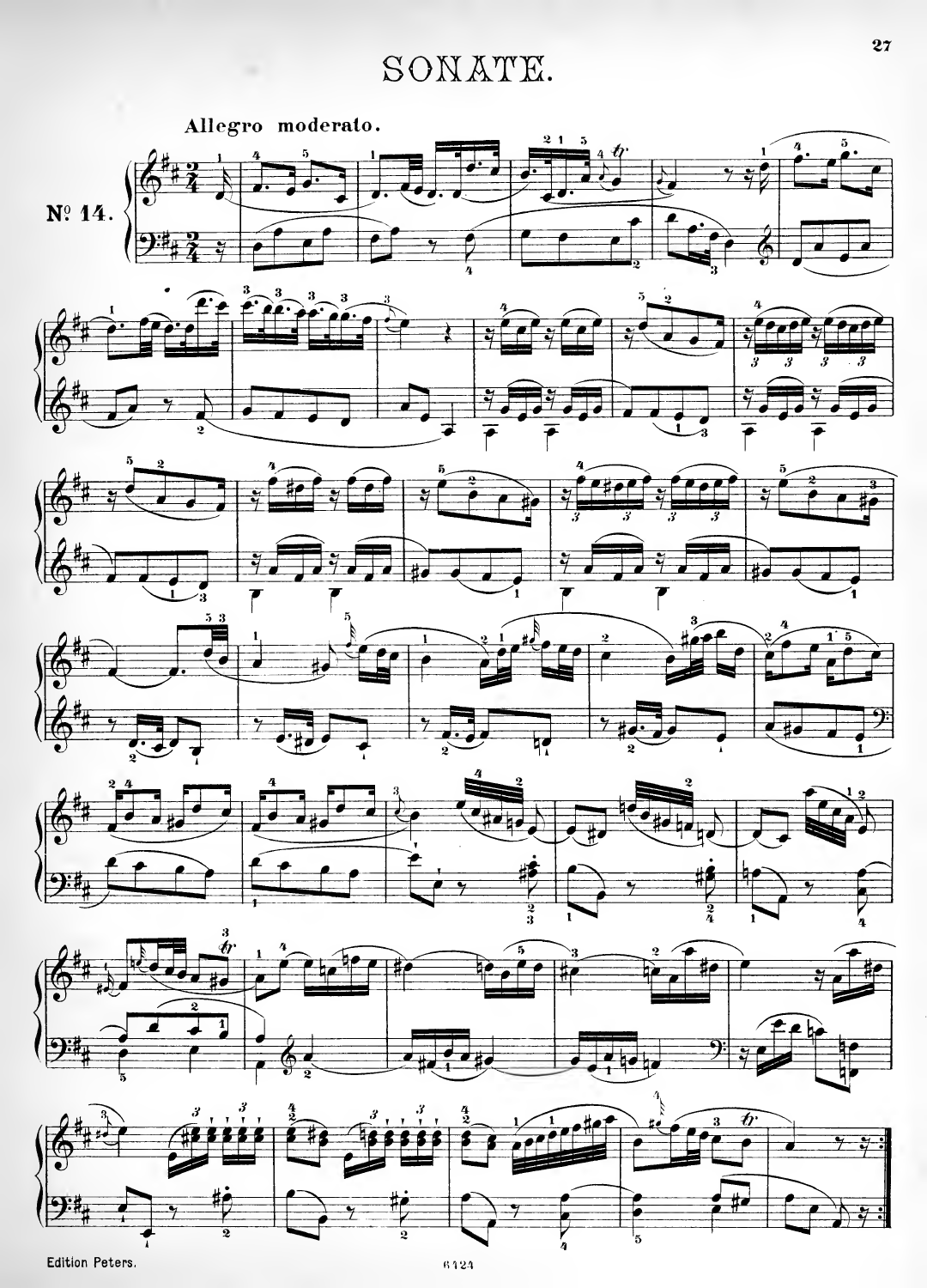# SONATE.

Allegro moderato.

Nº 14.

Edition Peters.

6424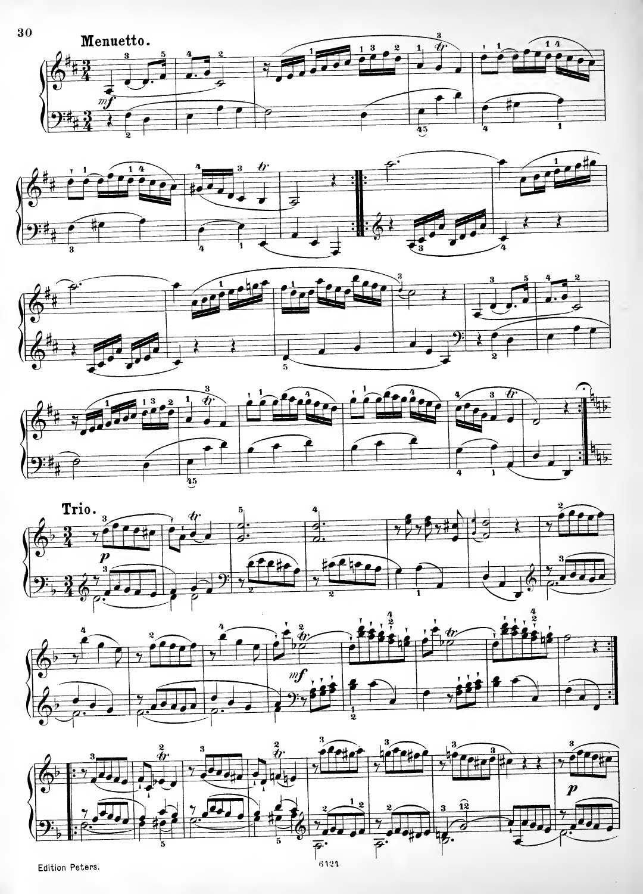## Menuetto.

## Trio.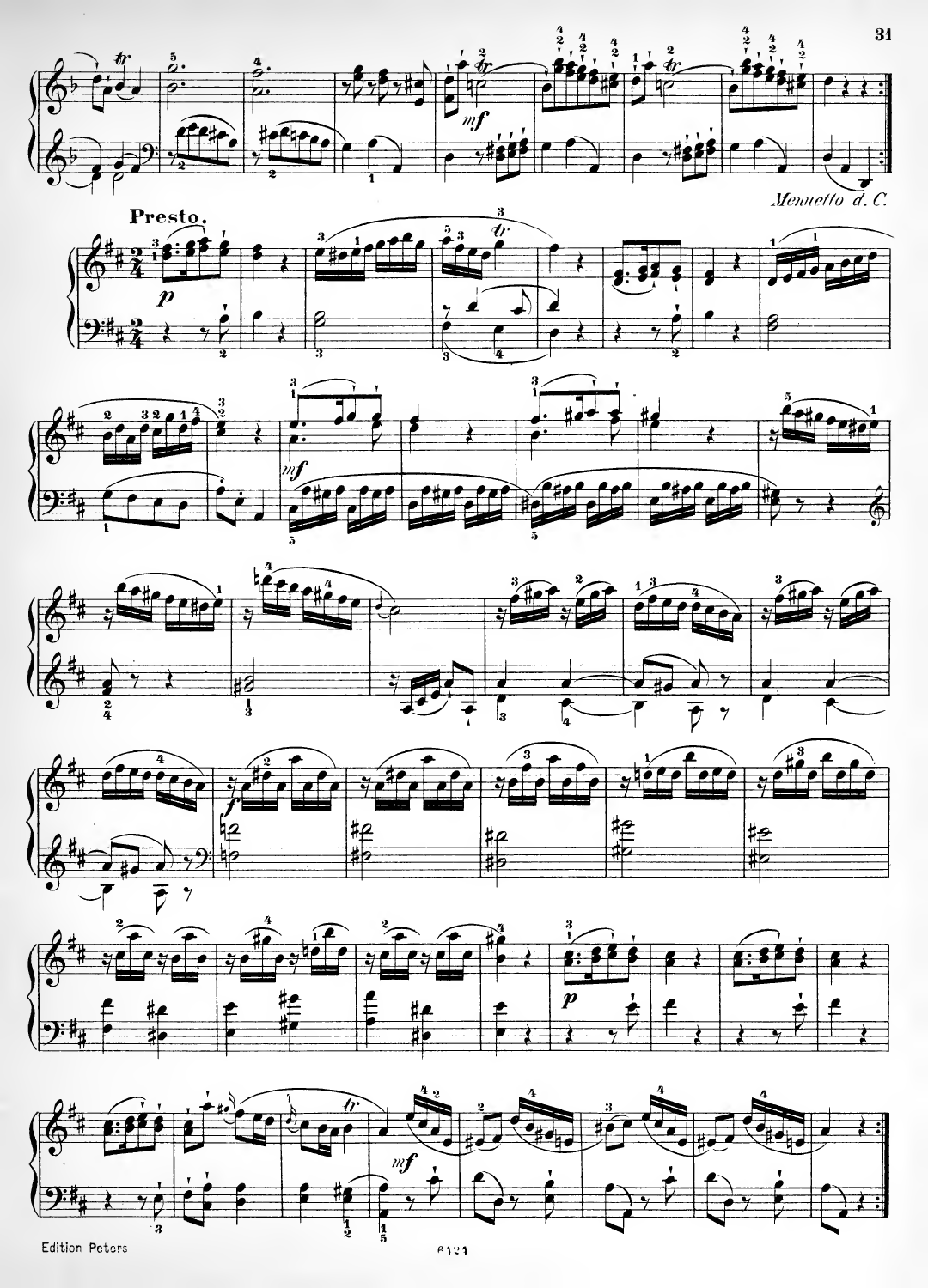*Menuetto d. C.*

**Presto.**